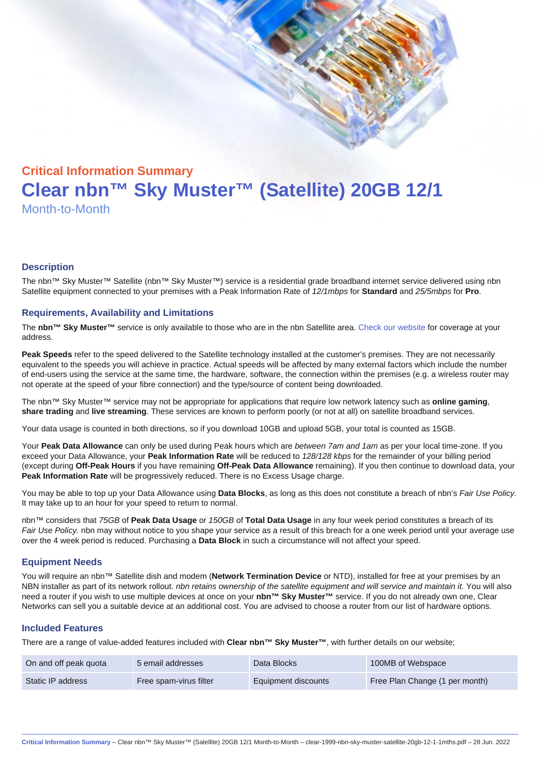## Critical Information Summary

# Clear nbn™ Sky Muster™ (Satellite) 20GB 12/1

Month-to-Month

### Description

The nbn™ Sky Muster™ Satellite (nbn™ Sky Muster™) service is a residential grade broadband internet service delivered using nbn Satellite equipment connected to your premises with a Peak Information Rate of *12/1mbps* for **Standard** and *25/5mbps* for **Pro**.

### Requirements, Availability and Limitations

The **nbn™ Sky Muster™** service is only available to those who are in the nbn Satellite area. Check our website for coverage at your address.

**Peak Speeds** refer to the speed delivered to the Satellite technology installed at the customer's premises. They are not necessarily equivalent to the speeds you will achieve in practice. Actual speeds will be affected by many external factors which include the number of end-users using the service at the same time, the hardware, software, the connection within the premises (e.g. a wireless router may not operate at the speed of your fibre connection) and the type/source of content being downloaded.

The nbn™ Sky Muster™ service may not be appropriate for applications that require low network latency such as **online gaming**, **share trading** and **live streaming**. These services are known to perform poorly (or not at all) on satellite broadband services.

Your data usage is counted in both directions, so if you download 10GB and upload 5GB, your total is counted as 15GB.

Your **Peak Data Allowance** can only be used during Peak hours which are *between 7am and 1am* as per your local time-zone. If you exceed your Data Allowance, your **Peak Information Rate** will be reduced to *128/128 kbps* for the remainder of your billing period (except during **Off-Peak Hours** if you have remaining **Off-Peak Data Allowance** remaining). If you then continue to download data, your **Peak Information Rate** will be progressively reduced. There is no Excess Usage charge.

You may be able to top up your Data Allowance using **Data Blocks**, as long as this does not constitute a breach of nbn's *Fair Use Policy*. It may take up to an hour for your speed to return to normal.

nbn™ considers that *75GB* of **Peak Data Usage** or *150GB* of **Total Data Usage** in any four week period constitutes a breach of its *Fair Use Policy.* nbn may without notice to you shape your service as a result of this breach for a one week period until your average use over the 4 week period is reduced. Purchasing a **Data Block** in such a circumstance will not affect your speed.

### Equipment Needs

You will require an nbn™ Satellite dish and modem (**Network Termination Device** or NTD), installed for free at your premises by an NBN installer as part of its network rollout. *nbn retains ownership of the satellite equipment and will service and maintain it.* You will also need a router if you wish to use multiple devices at once on your **nbn™ Sky Muster™** service. If you do not already own one, Clear Networks can sell you a suitable device at an additional cost. You are advised to choose a router from our list of hardware options.

### Included Features

There are a range of value-added features included with **Clear nbn™ Sky Muster™**, with further details on our website;

| | | | |
|---|---|---|---|
| On and off peak quota | 5 email addresses | Data Blocks | 100MB of Webspace |
| Static IP address | Free spam-virus filter | Equipment discounts | Free Plan Change (1 per month) |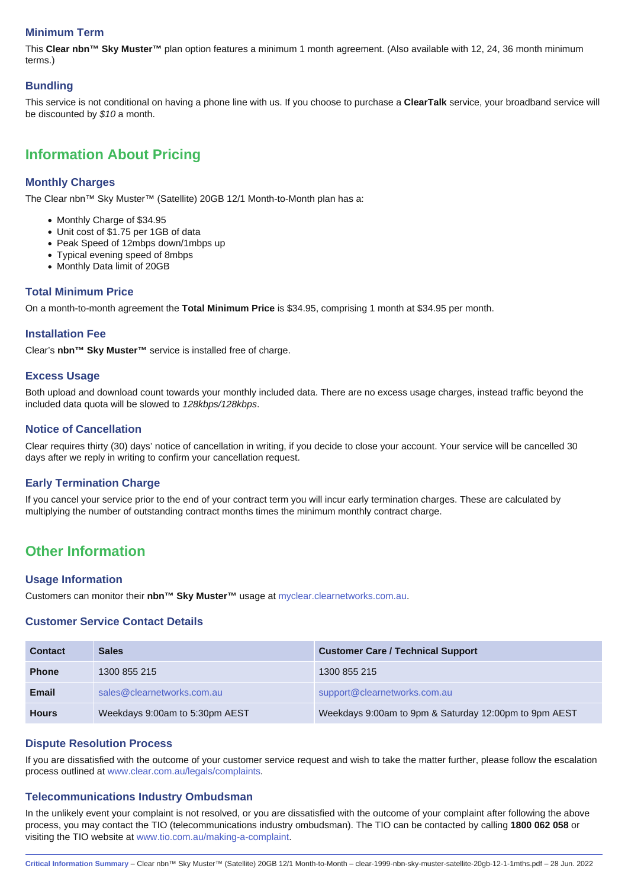### Minimum Term

This **Clear nbn™ Sky Muster™** plan option features a minimum 1 month agreement. (Also available with 12, 24, 36 month minimum terms.)

### Bundling

This service is not conditional on having a phone line with us. If you choose to purchase a **ClearTalk** service, your broadband service will be discounted by *$10* a month.

## Information About Pricing

### Monthly Charges

The Clear nbn™ Sky Muster™ (Satellite) 20GB 12/1 Month-to-Month plan has a:

- Monthly Charge of $34.95
- Unit cost of $1.75 per 1GB of data
- Peak Speed of 12mbps down/1mbps up
- Typical evening speed of 8mbps
- Monthly Data limit of 20GB

### Total Minimum Price

On a month-to-month agreement the **Total Minimum Price** is $34.95, comprising 1 month at $34.95 per month.

### Installation Fee

Clear's **nbn™ Sky Muster™** service is installed free of charge.

### Excess Usage

Both upload and download count towards your monthly included data. There are no excess usage charges, instead traffic beyond the included data quota will be slowed to *128kbps/128kbps*.

### Notice of Cancellation

Clear requires thirty (30) days' notice of cancellation in writing, if you decide to close your account. Your service will be cancelled 30 days after we reply in writing to confirm your cancellation request.

### Early Termination Charge

If you cancel your service prior to the end of your contract term you will incur early termination charges. These are calculated by multiplying the number of outstanding contract months times the minimum monthly contract charge.

## Other Information

### Usage Information

Customers can monitor their **nbn™ Sky Muster™** usage at myclear.clearnetworks.com.au.

### Customer Service Contact Details

| Contact | Sales | Customer Care / Technical Support |
|---|---|---|
| **Phone** | 1300 855 215 | 1300 855 215 |
| **Email** | sales@clearnetworks.com.au | support@clearnetworks.com.au |
| **Hours** | Weekdays 9:00am to 5:30pm AEST | Weekdays 9:00am to 9pm & Saturday 12:00pm to 9pm AEST |

### Dispute Resolution Process

If you are dissatisfied with the outcome of your customer service request and wish to take the matter further, please follow the escalation process outlined at www.clear.com.au/legals/complaints.

### Telecommunications Industry Ombudsman

In the unlikely event your complaint is not resolved, or you are dissatisfied with the outcome of your complaint after following the above process, you may contact the TIO (telecommunications industry ombudsman). The TIO can be contacted by calling **1800 062 058** or visiting the TIO website at www.tio.com.au/making-a-complaint.